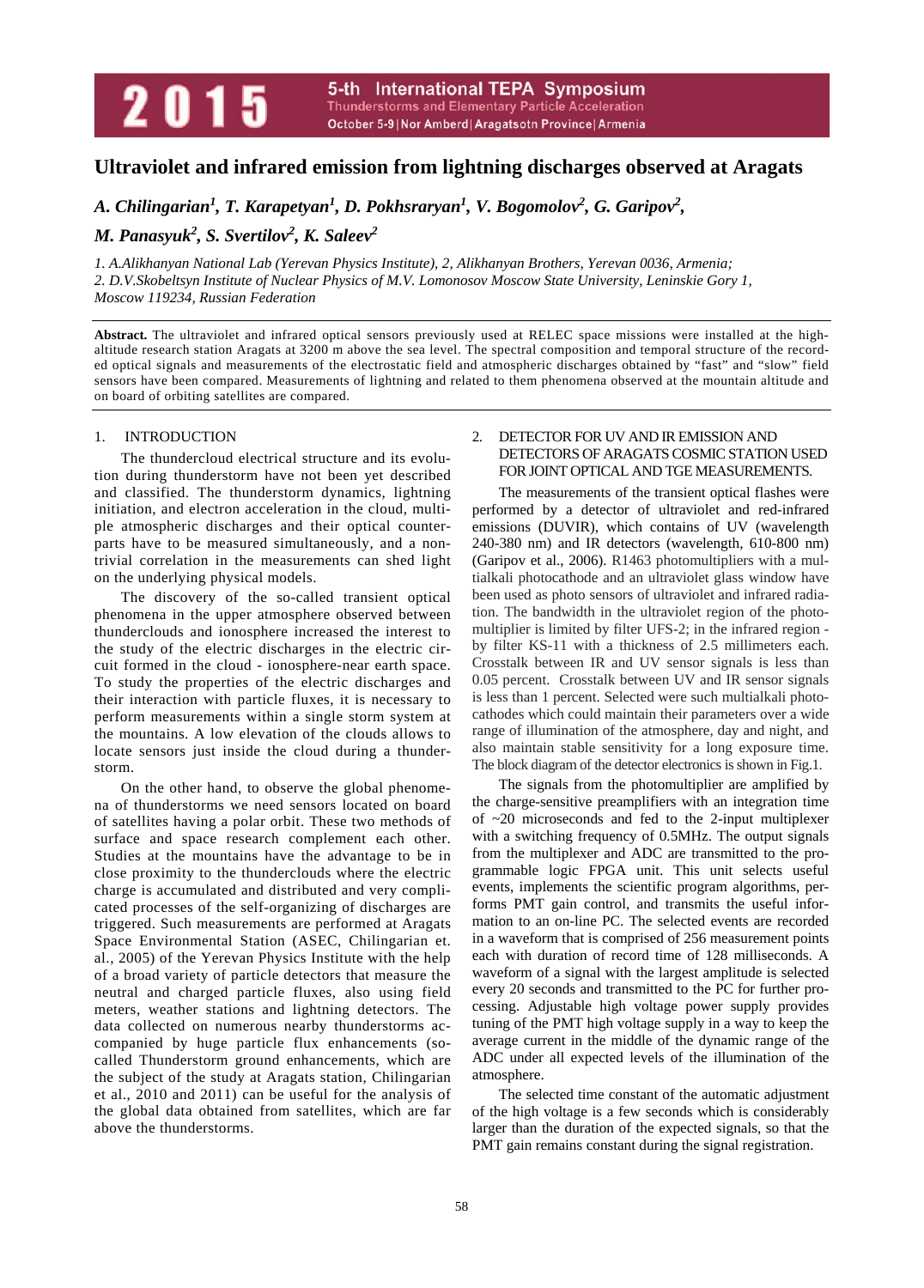# Ultraviolet and infrared emission from lightning discharges observed at Aragats

***A. Chilingarian[1], T. Karapetyan[1], D. Pokhsraryan[1], V. Bogomolov[2], G. Garipov[2], M. Panasyuk[2], S. Svertilov[2], K. Saleev[2]***

*1. A.Alikhanyan National Lab (Yerevan Physics Institute), 2, Alikhanyan Brothers, Yerevan 0036, Armenia;*
*2. D.V.Skobeltsyn Institute of Nuclear Physics of M.V. Lomonosov Moscow State University, Leninskie Gory 1, Moscow 119234, Russian Federation*

**Abstract.** The ultraviolet and infrared optical sensors previously used at RELEC space missions were installed at the high-altitude research station Aragats at 3200 m above the sea level. The spectral composition and temporal structure of the recorded optical signals and measurements of the electrostatic field and atmospheric discharges obtained by "fast" and "slow" field sensors have been compared. Measurements of lightning and related to them phenomena observed at the mountain altitude and on board of orbiting satellites are compared.

## 1. INTRODUCTION

The thundercloud electrical structure and its evolution during thunderstorm have not been yet described and classified. The thunderstorm dynamics, lightning initiation, and electron acceleration in the cloud, multiple atmospheric discharges and their optical counterparts have to be measured simultaneously, and a nontrivial correlation in the measurements can shed light on the underlying physical models.

The discovery of the so-called transient optical phenomena in the upper atmosphere observed between thunderclouds and ionosphere increased the interest to the study of the electric discharges in the electric circuit formed in the cloud - ionosphere-near earth space. To study the properties of the electric discharges and their interaction with particle fluxes, it is necessary to perform measurements within a single storm system at the mountains. A low elevation of the clouds allows to locate sensors just inside the cloud during a thunderstorm.

On the other hand, to observe the global phenomena of thunderstorms we need sensors located on board of satellites having a polar orbit. These two methods of surface and space research complement each other. Studies at the mountains have the advantage to be in close proximity to the thunderclouds where the electric charge is accumulated and distributed and very complicated processes of the self-organizing of discharges are triggered. Such measurements are performed at Aragats Space Environmental Station (ASEC, Chilingarian et. al., 2005) of the Yerevan Physics Institute with the help of a broad variety of particle detectors that measure the neutral and charged particle fluxes, also using field meters, weather stations and lightning detectors. The data collected on numerous nearby thunderstorms accompanied by huge particle flux enhancements (so-called Thunderstorm ground enhancements, which are the subject of the study at Aragats station, Chilingarian et al., 2010 and 2011) can be useful for the analysis of the global data obtained from satellites, which are far above the thunderstorms.

## 2. DETECTOR FOR UV AND IR EMISSION AND DETECTORS OF ARAGATS COSMIC STATION USED FOR JOINT OPTICAL AND TGE MEASUREMENTS.

The measurements of the transient optical flashes were performed by a detector of ultraviolet and red-infrared emissions (DUVIR), which contains of UV (wavelength 240-380 nm) and IR detectors (wavelength, 610-800 nm) (Garipov et al., 2006). R1463 photomultipliers with a multialkali photocathode and an ultraviolet glass window have been used as photo sensors of ultraviolet and infrared radiation. The bandwidth in the ultraviolet region of the photomultiplier is limited by filter UFS-2; in the infrared region - by filter KS-11 with a thickness of 2.5 millimeters each. Crosstalk between IR and UV sensor signals is less than 0.05 percent. Crosstalk between UV and IR sensor signals is less than 1 percent. Selected were such multialkali photocathodes which could maintain their parameters over a wide range of illumination of the atmosphere, day and night, and also maintain stable sensitivity for a long exposure time. The block diagram of the detector electronics is shown in Fig.1.

The signals from the photomultiplier are amplified by the charge-sensitive preamplifiers with an integration time of ~20 microseconds and fed to the 2-input multiplexer with a switching frequency of 0.5MHz. The output signals from the multiplexer and ADC are transmitted to the programmable logic FPGA unit. This unit selects useful events, implements the scientific program algorithms, performs PMT gain control, and transmits the useful information to an on-line PC. The selected events are recorded in a waveform that is comprised of 256 measurement points each with duration of record time of 128 milliseconds. A waveform of a signal with the largest amplitude is selected every 20 seconds and transmitted to the PC for further processing. Adjustable high voltage power supply provides tuning of the PMT high voltage supply in a way to keep the average current in the middle of the dynamic range of the ADC under all expected levels of the illumination of the atmosphere.

The selected time constant of the automatic adjustment of the high voltage is a few seconds which is considerably larger than the duration of the expected signals, so that the PMT gain remains constant during the signal registration.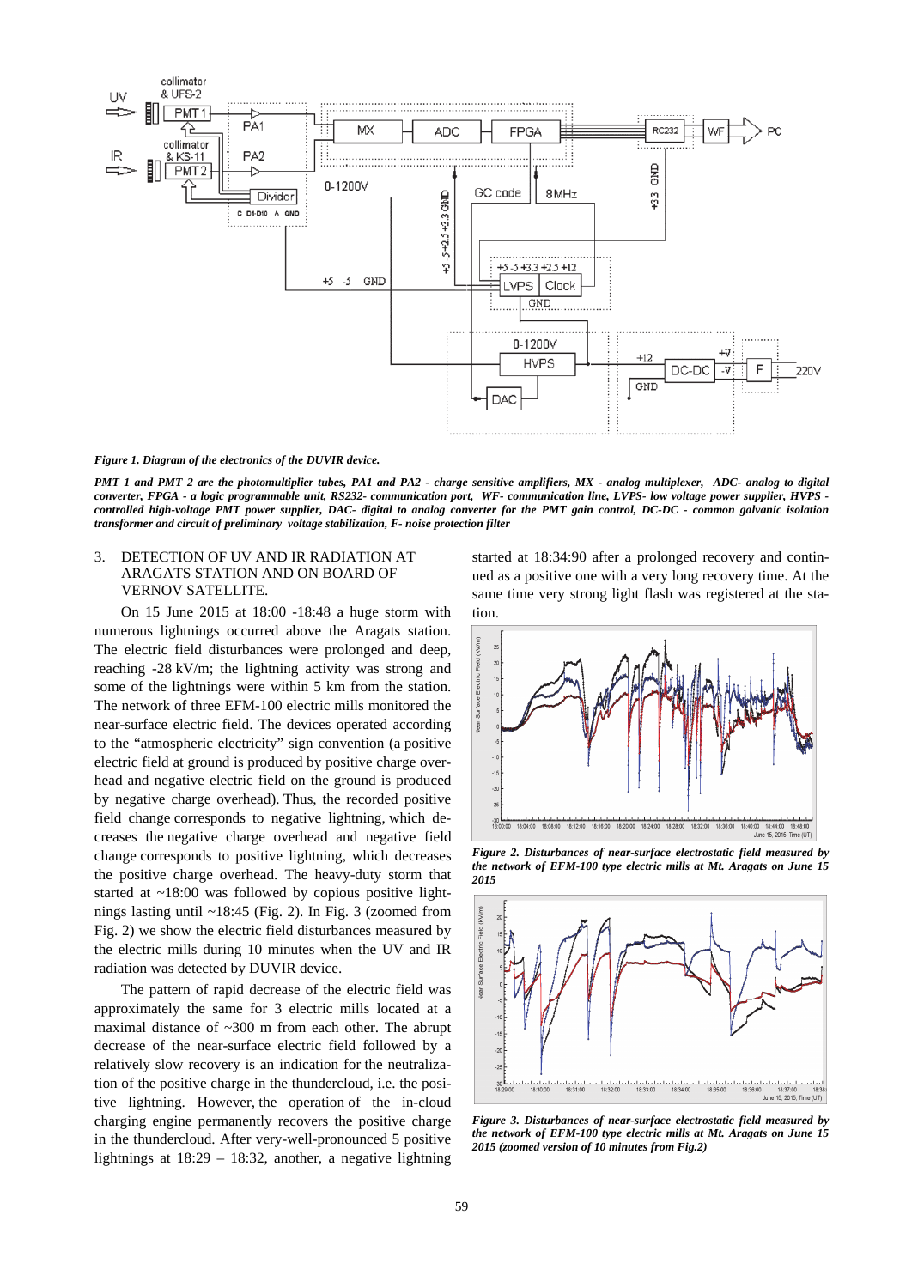*Figure 1. Diagram of the electronics of the DUVIR device.*

*PMT 1 and PMT 2 are the photomultiplier tubes, PA1 and PA2 - charge sensitive amplifiers, MX - analog multiplexer, ADC- analog to digital converter, FPGA - a logic programmable unit, RS232- communication port, WF- communication line, LVPS- low voltage power supplier, HVPS - controlled high-voltage PMT power supplier, DAC- digital to analog converter for the PMT gain control, DC-DC - common galvanic isolation transformer and circuit of preliminary voltage stabilization, F- noise protection filter*

## 3. DETECTION OF UV AND IR RADIATION AT ARAGATS STATION AND ON BOARD OF VERNOV SATELLITE.

On 15 June 2015 at 18:00 -18:48 a huge storm with numerous lightnings occurred above the Aragats station. The electric field disturbances were prolonged and deep, reaching -28 kV/m; the lightning activity was strong and some of the lightnings were within 5 km from the station. The network of three EFM-100 electric mills monitored the near-surface electric field. The devices operated according to the "atmospheric electricity" sign convention (a positive electric field at ground is produced by positive charge overhead and negative electric field on the ground is produced by negative charge overhead). Thus, the recorded positive field change corresponds to negative lightning, which decreases the negative charge overhead and negative field change corresponds to positive lightning, which decreases the positive charge overhead. The heavy-duty storm that started at ~18:00 was followed by copious positive lightnings lasting until ~18:45 (Fig. 2). In Fig. 3 (zoomed from Fig. 2) we show the electric field disturbances measured by the electric mills during 10 minutes when the UV and IR radiation was detected by DUVIR device.

The pattern of rapid decrease of the electric field was approximately the same for 3 electric mills located at a maximal distance of ~300 m from each other. The abrupt decrease of the near-surface electric field followed by a relatively slow recovery is an indication for the neutralization of the positive charge in the thundercloud, i.e. the positive lightning. However, the operation of the in-cloud charging engine permanently recovers the positive charge in the thundercloud. After very-well-pronounced 5 positive lightnings at 18:29 – 18:32, another, a negative lightning started at 18:34:90 after a prolonged recovery and continued as a positive one with a very long recovery time. At the same time very strong light flash was registered at the station.

*Figure 2. Disturbances of near-surface electrostatic field measured by the network of EFM-100 type electric mills at Mt. Aragats on June 15 2015*

*Figure 3. Disturbances of near-surface electrostatic field measured by the network of EFM-100 type electric mills at Mt. Aragats on June 15 2015 (zoomed version of 10 minutes from Fig.2)*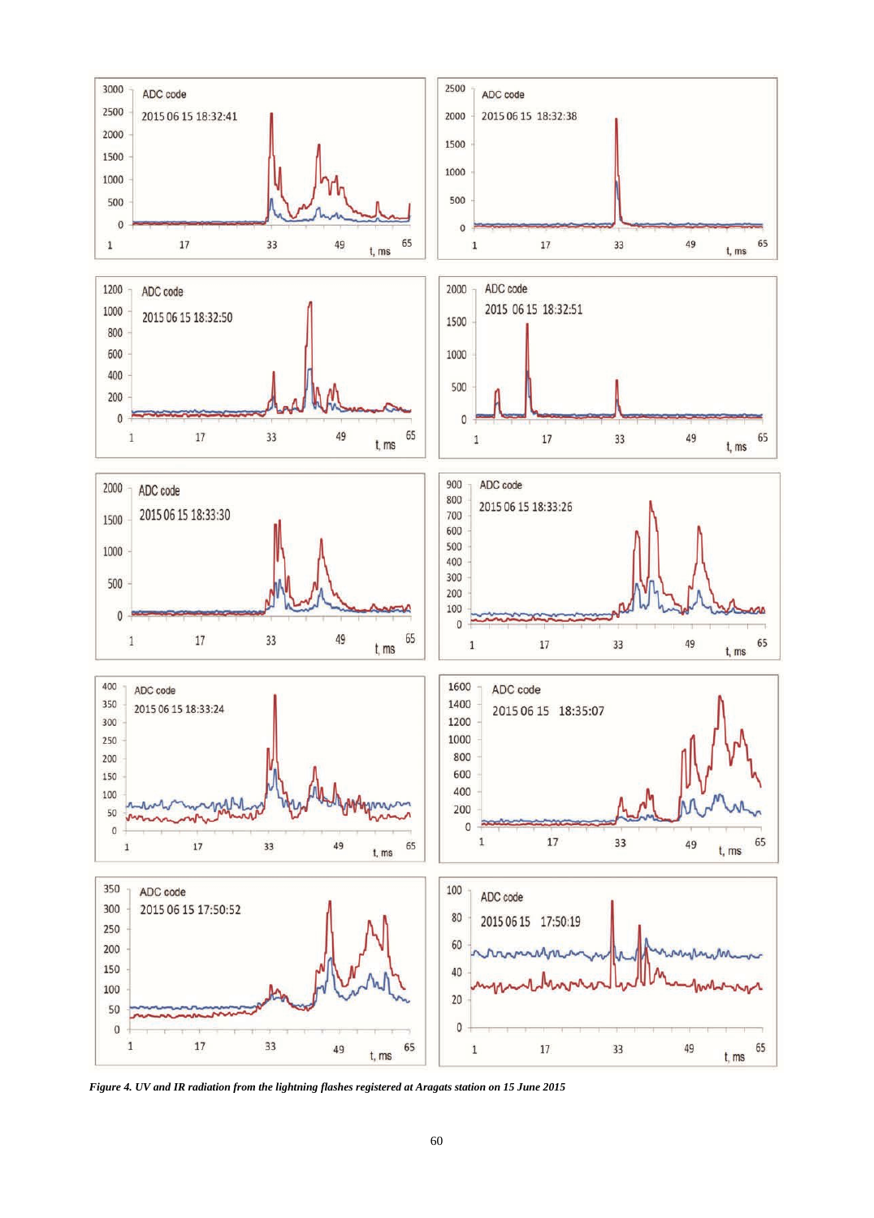*Figure 4. UV and IR radiation from the lightning flashes registered at Aragats station on 15 June 2015*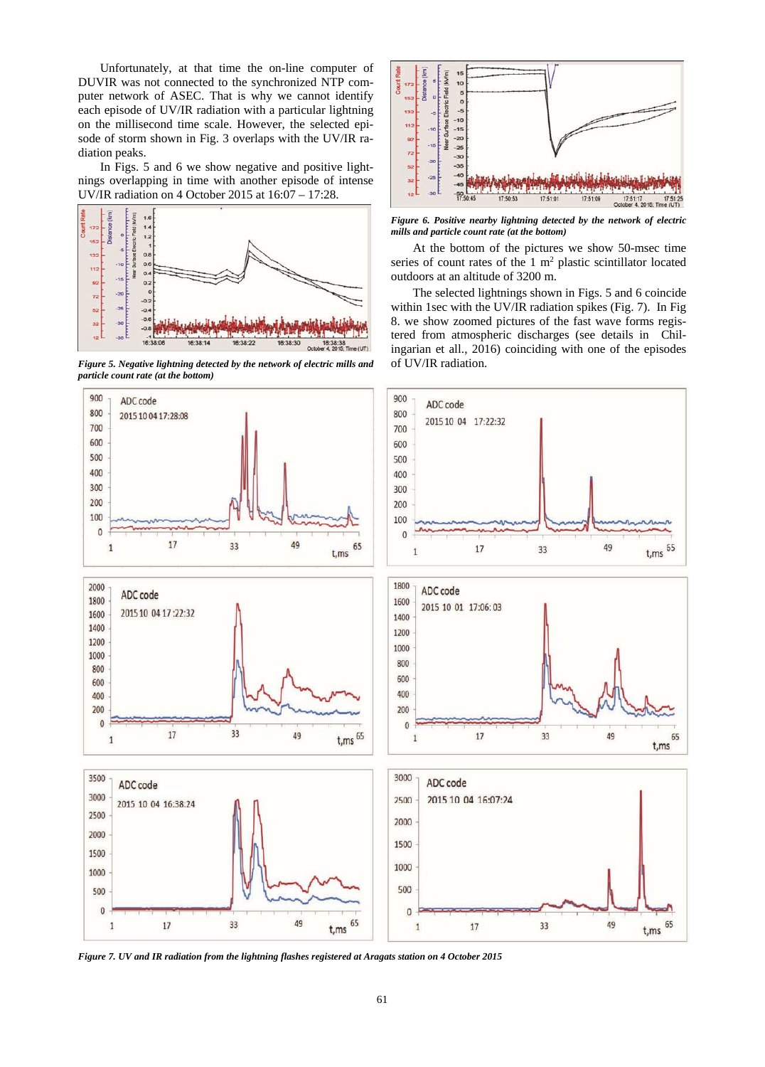Unfortunately, at that time the on-line computer of DUVIR was not connected to the synchronized NTP computer network of ASEC. That is why we cannot identify each episode of UV/IR radiation with a particular lightning on the millisecond time scale. However, the selected episode of storm shown in Fig. 3 overlaps with the UV/IR radiation peaks.

In Figs. 5 and 6 we show negative and positive lightnings overlapping in time with another episode of intense UV/IR radiation on 4 October 2015 at 16:07 – 17:28.

*Figure 5. Negative lightning detected by the network of electric mills and particle count rate (at the bottom)*

*Figure 6. Positive nearby lightning detected by the network of electric mills and particle count rate (at the bottom)*

At the bottom of the pictures we show 50-msec time series of count rates of the 1 $m^2$ plastic scintillator located outdoors at an altitude of 3200 m.

The selected lightnings shown in Figs. 5 and 6 coincide within 1sec with the UV/IR radiation spikes (Fig. 7). In Fig 8. we show zoomed pictures of the fast wave forms registered from atmospheric discharges (see details in Chilingarian et all., 2016) coinciding with one of the episodes of UV/IR radiation.

*Figure 7. UV and IR radiation from the lightning flashes registered at Aragats station on 4 October 2015*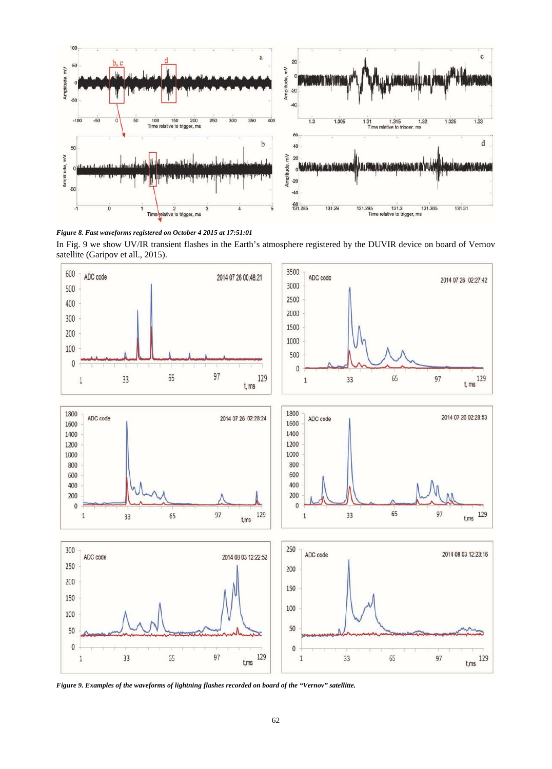*Figure 8. Fast waveforms registered on October 4 2015 at 17:51:01*

In Fig. 9 we show UV/IR transient flashes in the Earth's atmosphere registered by the DUVIR device on board of Vernov satellite (Garipov et all., 2015).

*Figure 9. Examples of the waveforms of lightning flashes recorded on board of the "Vernov" satellitte.*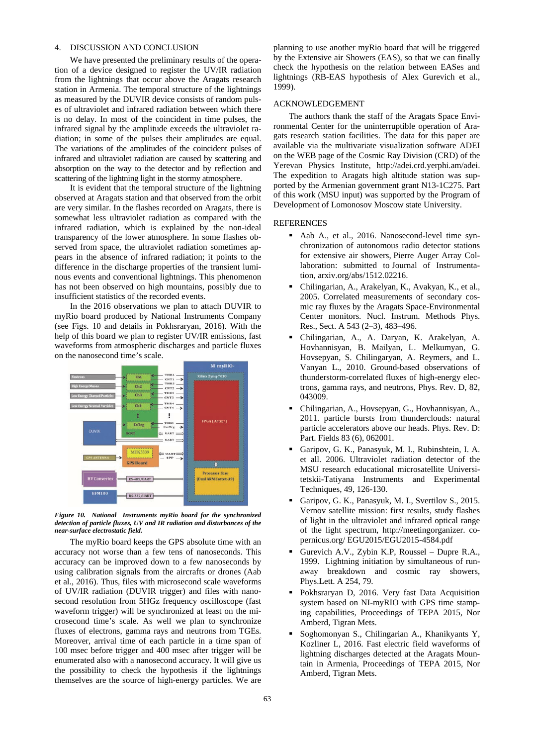## 4. DISCUSSION AND CONCLUSION

We have presented the preliminary results of the operation of a device designed to register the UV/IR radiation from the lightnings that occur above the Aragats research station in Armenia. The temporal structure of the lightnings as measured by the DUVIR device consists of random pulses of ultraviolet and infrared radiation between which there is no delay. In most of the coincident in time pulses, the infrared signal by the amplitude exceeds the ultraviolet radiation; in some of the pulses their amplitudes are equal. The variations of the amplitudes of the coincident pulses of infrared and ultraviolet radiation are caused by scattering and absorption on the way to the detector and by reflection and scattering of the lightning light in the stormy atmosphere.

It is evident that the temporal structure of the lightning observed at Aragats station and that observed from the orbit are very similar. In the flashes recorded on Aragats, there is somewhat less ultraviolet radiation as compared with the infrared radiation, which is explained by the non-ideal transparency of the lower atmosphere. In some flashes observed from space, the ultraviolet radiation sometimes appears in the absence of infrared radiation; it points to the difference in the discharge properties of the transient luminous events and conventional lightnings. This phenomenon has not been observed on high mountains, possibly due to insufficient statistics of the recorded events.

In the 2016 observations we plan to attach DUVIR to myRio board produced by National Instruments Company (see Figs. 10 and details in Pokhsraryan, 2016). With the help of this board we plan to register UV/IR emissions, fast waveforms from atmospheric discharges and particle fluxes on the nanosecond time's scale.

Neutrons
High Energy Muons
Low Energy Charged Particles
Low Energy Neutral Particles
Ch1
Ch2
Ch3
Ch4
ExTrg
THR1
CNT1
THR2
CNT2
THR3
CNT3
THR4
CNT4
THR8
ExrTrg
UART
UART
NI myRIO-
Xilinx Zynq-7010
FPGA (Artix7)
DUVIR
RENT
GPS ANTENNA
MTK3339
GPS Board
UART
1PP
HV Converter
RS-485/UART
EFM100
RS-232/UART
Processor Core (Dual ARM Cortex-A9)

*Figure 10. National Instruments myRio board for the synchronized detection of particle fluxes, UV and IR radiation and disturbances of the near-surface electrostatic field.*

The myRio board keeps the GPS absolute time with an accuracy not worse than a few tens of nanoseconds. This accuracy can be improved down to a few nanoseconds by using calibration signals from the aircrafts or drones (Aab et al., 2016). Thus, files with microsecond scale waveforms of UV/IR radiation (DUVIR trigger) and files with nanosecond resolution from 5HGz frequency oscilloscope (fast waveform trigger) will be synchronized at least on the microsecond time's scale. As well we plan to synchronize fluxes of electrons, gamma rays and neutrons from TGEs. Moreover, arrival time of each particle in a time span of 100 msec before trigger and 400 msec after trigger will be enumerated also with a nanosecond accuracy. It will give us the possibility to check the hypothesis if the lightnings themselves are the source of high-energy particles. We are planning to use another myRio board that will be triggered by the Extensive air Showers (EAS), so that we can finally check the hypothesis on the relation between EASes and lightnings (RB-EAS hypothesis of Alex Gurevich et al., 1999).

## ACKNOWLEDGEMENT

The authors thank the staff of the Aragats Space Environmental Center for the uninterruptible operation of Aragats research station facilities. The data for this paper are available via the multivariate visualization software ADEI on the WEB page of the Cosmic Ray Division (CRD) of the Yerevan Physics Institute, http://adei.crd.yerphi.am/adei. The expedition to Aragats high altitude station was supported by the Armenian government grant N13-1C275. Part of this work (MSU input) was supported by the Program of Development of Lomonosov Moscow state University.

## REFERENCES

- Aab A., et al., 2016. Nanosecond-level time synchronization of autonomous radio detector stations for extensive air showers, Pierre Auger Array Collaboration: submitted to Journal of Instrumentation, arxiv.org/abs/1512.02216.
- Chilingarian, A., Arakelyan, K., Avakyan, K., et al., 2005. Correlated measurements of secondary cosmic ray fluxes by the Aragats Space-Environmental Center monitors. Nucl. Instrum. Methods Phys. Res., Sect. A 543 (2–3), 483–496.
- Chilingarian, A., A. Daryan, K. Arakelyan, A. Hovhannisyan, B. Mailyan, L. Melkumyan, G. Hovsepyan, S. Chilingaryan, A. Reymers, and L. Vanyan L., 2010. Ground-based observations of thunderstorm-correlated fluxes of high-energy electrons, gamma rays, and neutrons, Phys. Rev. D, 82, 043009.
- Chilingarian, A., Hovsepyan, G., Hovhannisyan, A., 2011. particle bursts from thunderclouds: natural particle accelerators above our heads. Phys. Rev. D: Part. Fields 83 (6), 062001.
- Garipov, G. K., Panasyuk, M. I., Rubinshtein, I. A. et all. 2006. Ultraviolet radiation detector of the MSU research educational microsatellite Universitetskii-Tatiyana Instruments and Experimental Techniques, 49, 126-130.
- Garipov, G. K., Panasyuk, M. I., Svertilov S., 2015. Vernov satellite mission: first results, study flashes of light in the ultraviolet and infrared optical range of the light spectrum, http://meetingorganizer.copernicus.org/ EGU2015/EGU2015-4584.pdf
- Gurevich A.V., Zybin K.P, Roussel – Dupre R.A., 1999. Lightning initiation by simultaneous of runaway breakdown and cosmic ray showers, Phys.Lett. A 254, 79.
- Pokhsraryan D, 2016. Very fast Data Acquisition system based on NI-myRIO with GPS time stamping capabilities, Proceedings of TEPA 2015, Nor Amberd, Tigran Mets.
- Soghomonyan S., Chilingarian A., Khanikyants Y, Kozliner L, 2016. Fast electric field waveforms of lightning discharges detected at the Aragats Mountain in Armenia, Proceedings of TEPA 2015, Nor Amberd, Tigran Mets.